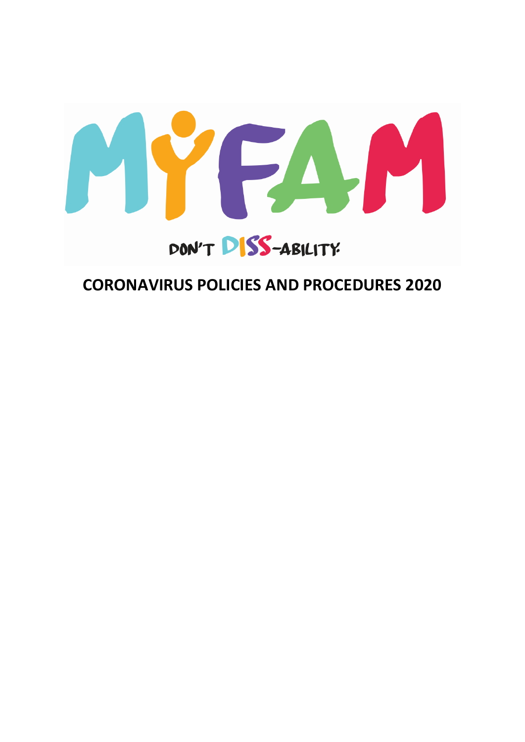MYFAM

DON'T DISS-ABILITY

# CORONAVIRUS POLICIES AND PROCEDURES 2020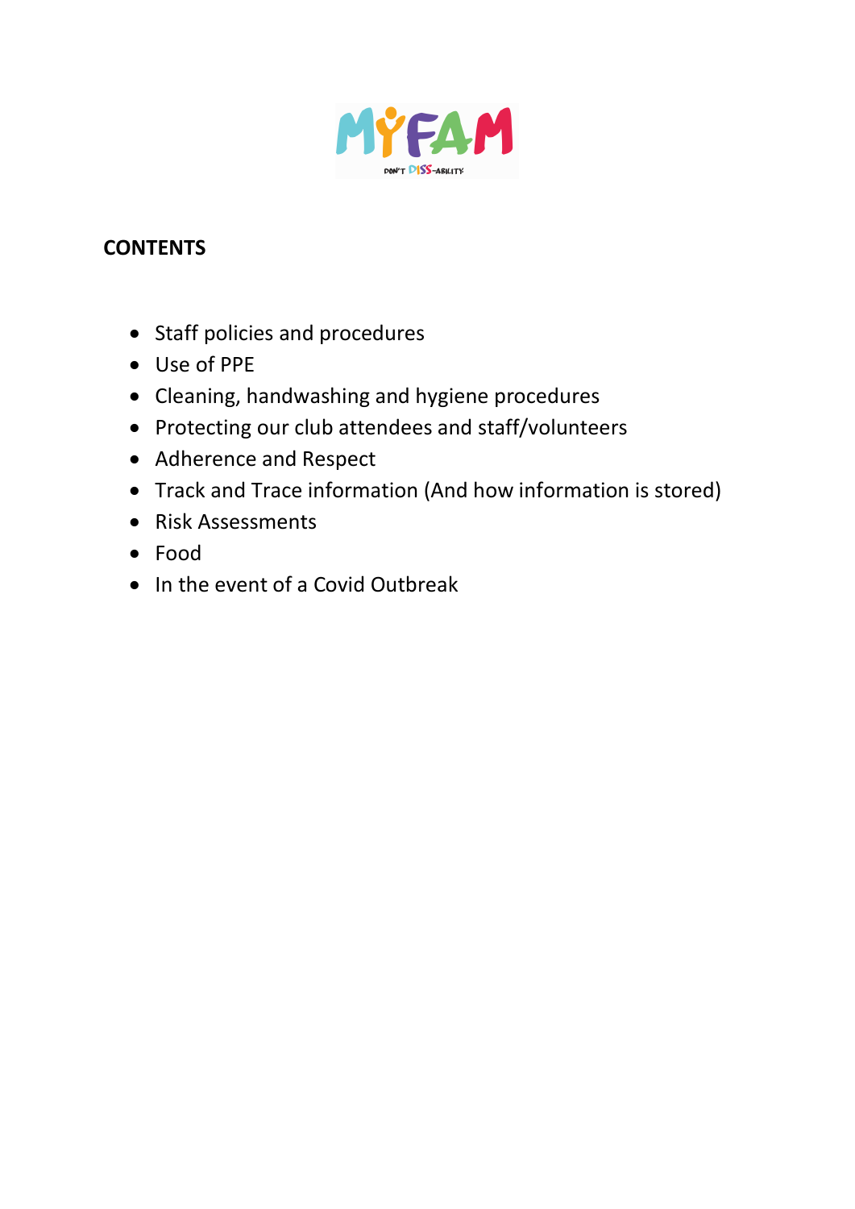## CONTENTS

- Staff policies and procedures
- Use of PPE
- Cleaning, handwashing and hygiene procedures
- Protecting our club attendees and staff/volunteers
- Adherence and Respect
- Track and Trace information (And how information is stored)
- Risk Assessments
- Food
- In the event of a Covid Outbreak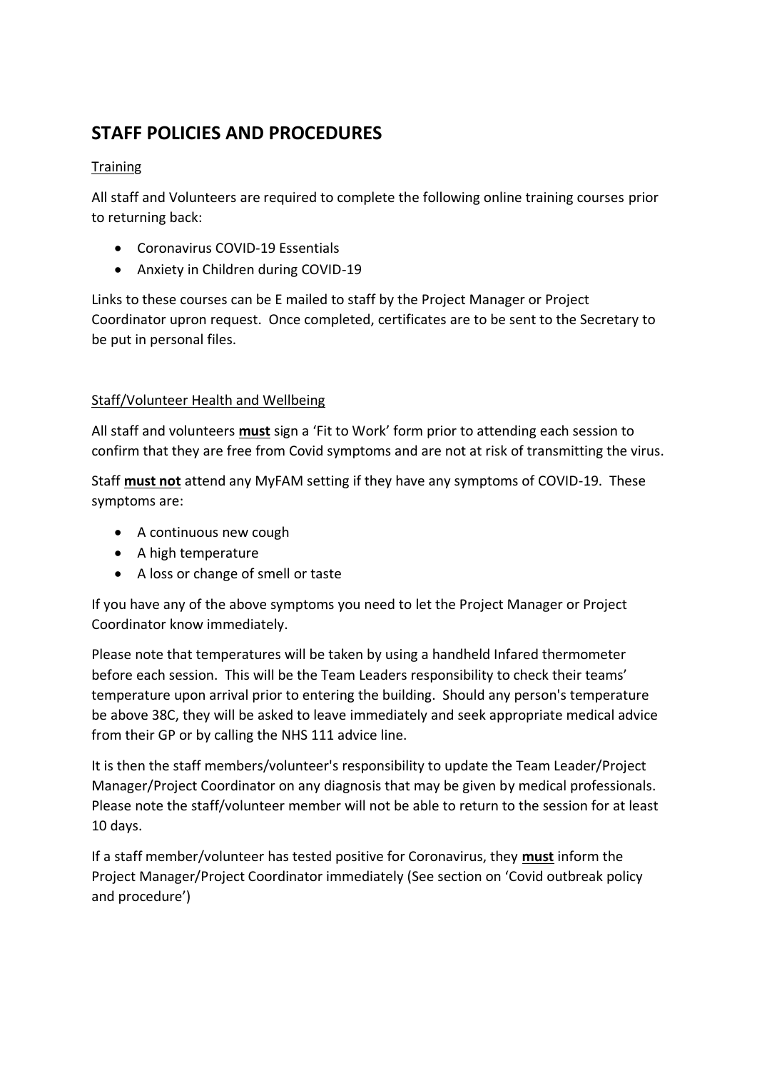# STAFF POLICIES AND PROCEDURES

Training

All staff and Volunteers are required to complete the following online training courses prior to returning back:

- Coronavirus COVID-19 Essentials
- Anxiety in Children during COVID-19

Links to these courses can be E mailed to staff by the Project Manager or Project Coordinator upron request. Once completed, certificates are to be sent to the Secretary to be put in personal files.

Staff/Volunteer Health and Wellbeing

All staff and volunteers **must** sign a 'Fit to Work' form prior to attending each session to confirm that they are free from Covid symptoms and are not at risk of transmitting the virus.

Staff **must not** attend any MyFAM setting if they have any symptoms of COVID-19. These symptoms are:

- A continuous new cough
- A high temperature
- A loss or change of smell or taste

If you have any of the above symptoms you need to let the Project Manager or Project Coordinator know immediately.

Please note that temperatures will be taken by using a handheld Infared thermometer before each session. This will be the Team Leaders responsibility to check their teams' temperature upon arrival prior to entering the building. Should any person's temperature be above 38C, they will be asked to leave immediately and seek appropriate medical advice from their GP or by calling the NHS 111 advice line.

It is then the staff members/volunteer's responsibility to update the Team Leader/Project Manager/Project Coordinator on any diagnosis that may be given by medical professionals. Please note the staff/volunteer member will not be able to return to the session for at least 10 days.

If a staff member/volunteer has tested positive for Coronavirus, they **must** inform the Project Manager/Project Coordinator immediately (See section on 'Covid outbreak policy and procedure')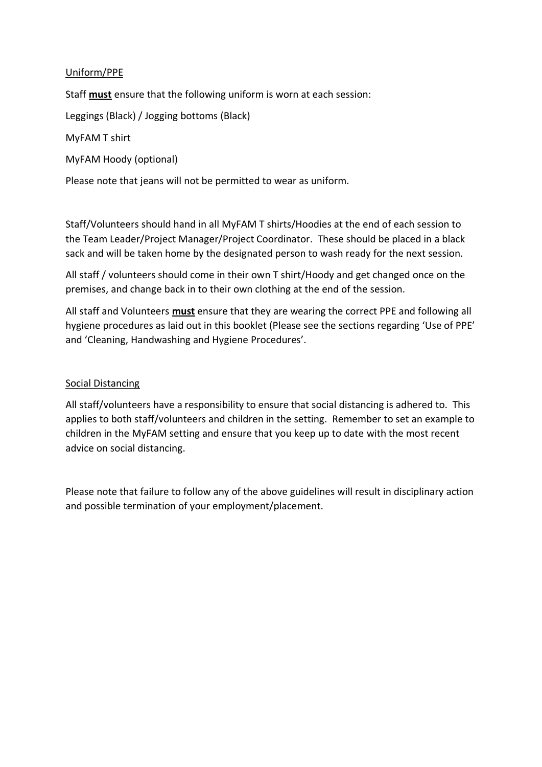## Uniform/PPE

Staff **must** ensure that the following uniform is worn at each session:

Leggings (Black) / Jogging bottoms (Black)

MyFAM T shirt

MyFAM Hoody (optional)

Please note that jeans will not be permitted to wear as uniform.

Staff/Volunteers should hand in all MyFAM T shirts/Hoodies at the end of each session to the Team Leader/Project Manager/Project Coordinator. These should be placed in a black sack and will be taken home by the designated person to wash ready for the next session.

All staff / volunteers should come in their own T shirt/Hoody and get changed once on the premises, and change back in to their own clothing at the end of the session.

All staff and Volunteers **must** ensure that they are wearing the correct PPE and following all hygiene procedures as laid out in this booklet (Please see the sections regarding 'Use of PPE' and 'Cleaning, Handwashing and Hygiene Procedures'.

## Social Distancing

All staff/volunteers have a responsibility to ensure that social distancing is adhered to. This applies to both staff/volunteers and children in the setting. Remember to set an example to children in the MyFAM setting and ensure that you keep up to date with the most recent advice on social distancing.

Please note that failure to follow any of the above guidelines will result in disciplinary action and possible termination of your employment/placement.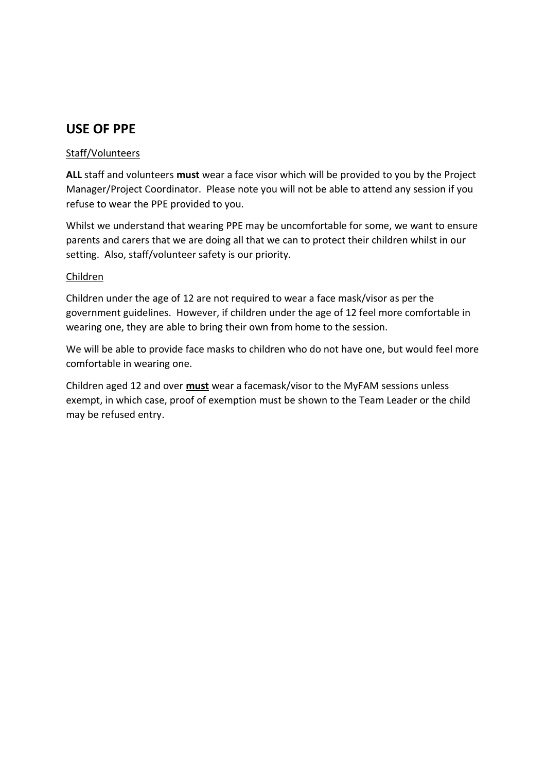## USE OF PPE

Staff/Volunteers

**ALL** staff and volunteers **must** wear a face visor which will be provided to you by the Project Manager/Project Coordinator. Please note you will not be able to attend any session if you refuse to wear the PPE provided to you.

Whilst we understand that wearing PPE may be uncomfortable for some, we want to ensure parents and carers that we are doing all that we can to protect their children whilst in our setting. Also, staff/volunteer safety is our priority.

Children

Children under the age of 12 are not required to wear a face mask/visor as per the government guidelines. However, if children under the age of 12 feel more comfortable in wearing one, they are able to bring their own from home to the session.

We will be able to provide face masks to children who do not have one, but would feel more comfortable in wearing one.

Children aged 12 and over **must** wear a facemask/visor to the MyFAM sessions unless exempt, in which case, proof of exemption must be shown to the Team Leader or the child may be refused entry.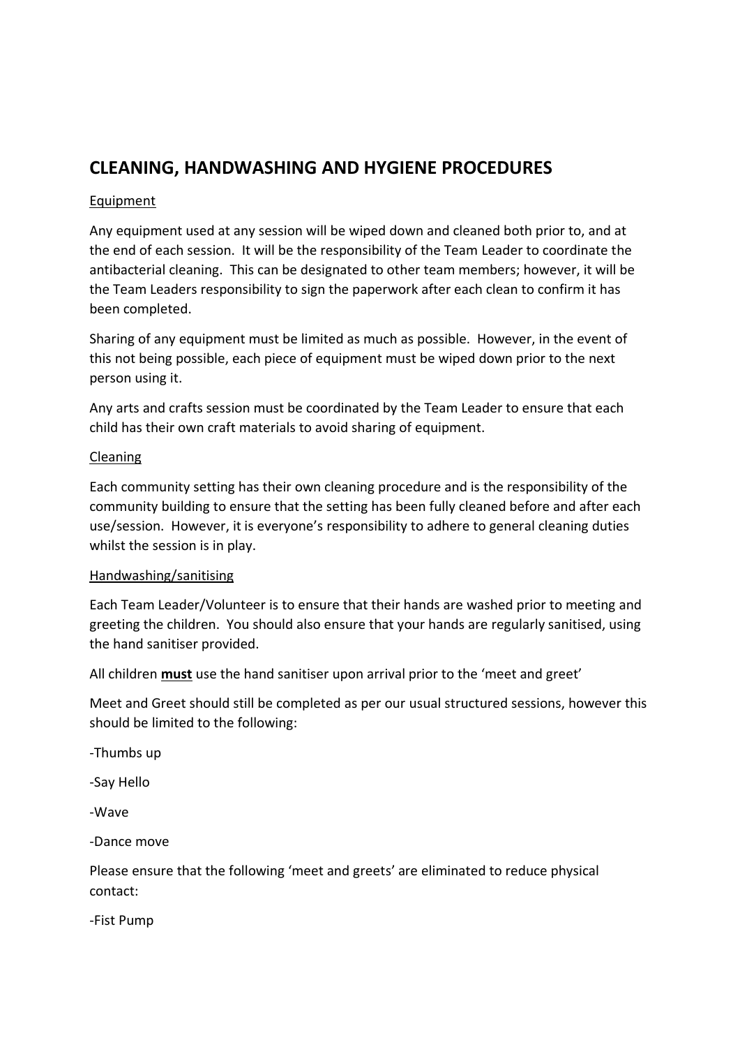# CLEANING, HANDWASHING AND HYGIENE PROCEDURES

Equipment

Any equipment used at any session will be wiped down and cleaned both prior to, and at the end of each session. It will be the responsibility of the Team Leader to coordinate the antibacterial cleaning. This can be designated to other team members; however, it will be the Team Leaders responsibility to sign the paperwork after each clean to confirm it has been completed.

Sharing of any equipment must be limited as much as possible. However, in the event of this not being possible, each piece of equipment must be wiped down prior to the next person using it.

Any arts and crafts session must be coordinated by the Team Leader to ensure that each child has their own craft materials to avoid sharing of equipment.

Cleaning

Each community setting has their own cleaning procedure and is the responsibility of the community building to ensure that the setting has been fully cleaned before and after each use/session. However, it is everyone's responsibility to adhere to general cleaning duties whilst the session is in play.

Handwashing/sanitising

Each Team Leader/Volunteer is to ensure that their hands are washed prior to meeting and greeting the children. You should also ensure that your hands are regularly sanitised, using the hand sanitiser provided.

All children **must** use the hand sanitiser upon arrival prior to the 'meet and greet'

Meet and Greet should still be completed as per our usual structured sessions, however this should be limited to the following:

-Thumbs up

-Say Hello

-Wave

-Dance move

Please ensure that the following 'meet and greets' are eliminated to reduce physical contact:

-Fist Pump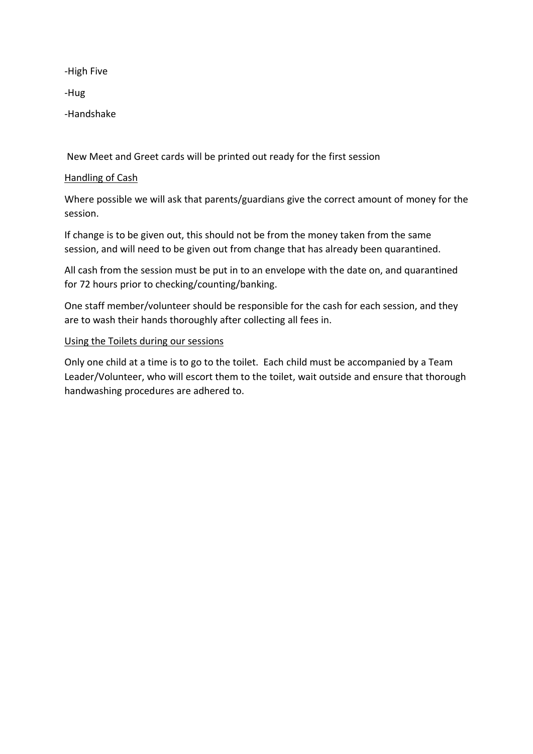-High Five

-Hug

-Handshake

New Meet and Greet cards will be printed out ready for the first session

<u>Handling of Cash</u>

Where possible we will ask that parents/guardians give the correct amount of money for the session.

If change is to be given out, this should not be from the money taken from the same session, and will need to be given out from change that has already been quarantined.

All cash from the session must be put in to an envelope with the date on, and quarantined for 72 hours prior to checking/counting/banking.

One staff member/volunteer should be responsible for the cash for each session, and they are to wash their hands thoroughly after collecting all fees in.

<u>Using the Toilets during our sessions</u>

Only one child at a time is to go to the toilet. Each child must be accompanied by a Team Leader/Volunteer, who will escort them to the toilet, wait outside and ensure that thorough handwashing procedures are adhered to.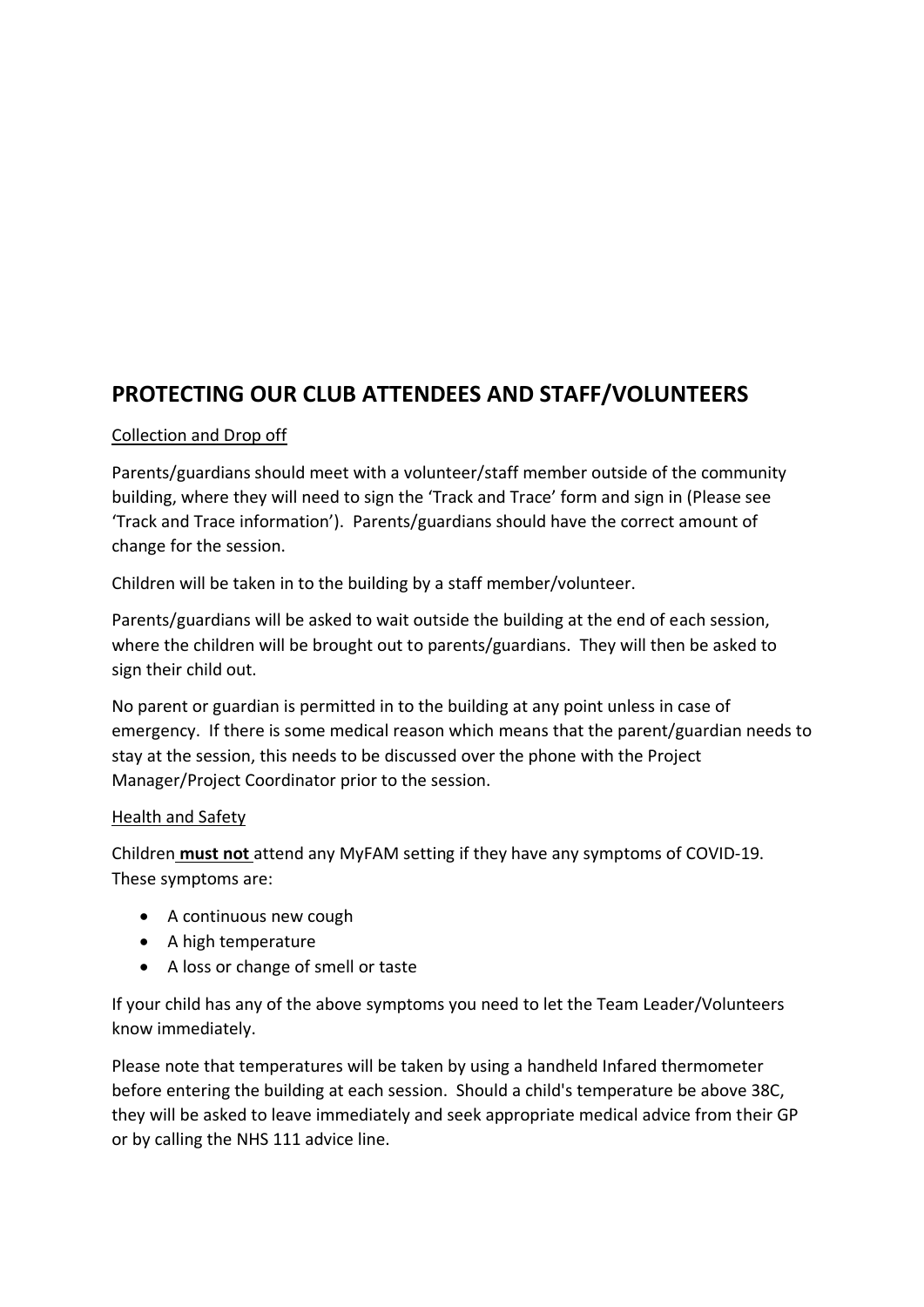## PROTECTING OUR CLUB ATTENDEES AND STAFF/VOLUNTEERS

Collection and Drop off

Parents/guardians should meet with a volunteer/staff member outside of the community building, where they will need to sign the 'Track and Trace' form and sign in (Please see 'Track and Trace information'). Parents/guardians should have the correct amount of change for the session.

Children will be taken in to the building by a staff member/volunteer.

Parents/guardians will be asked to wait outside the building at the end of each session, where the children will be brought out to parents/guardians. They will then be asked to sign their child out.

No parent or guardian is permitted in to the building at any point unless in case of emergency. If there is some medical reason which means that the parent/guardian needs to stay at the session, this needs to be discussed over the phone with the Project Manager/Project Coordinator prior to the session.

Health and Safety

Children **must not** attend any MyFAM setting if they have any symptoms of COVID-19. These symptoms are:

- A continuous new cough
- A high temperature
- A loss or change of smell or taste

If your child has any of the above symptoms you need to let the Team Leader/Volunteers know immediately.

Please note that temperatures will be taken by using a handheld Infared thermometer before entering the building at each session. Should a child's temperature be above 38C, they will be asked to leave immediately and seek appropriate medical advice from their GP or by calling the NHS 111 advice line.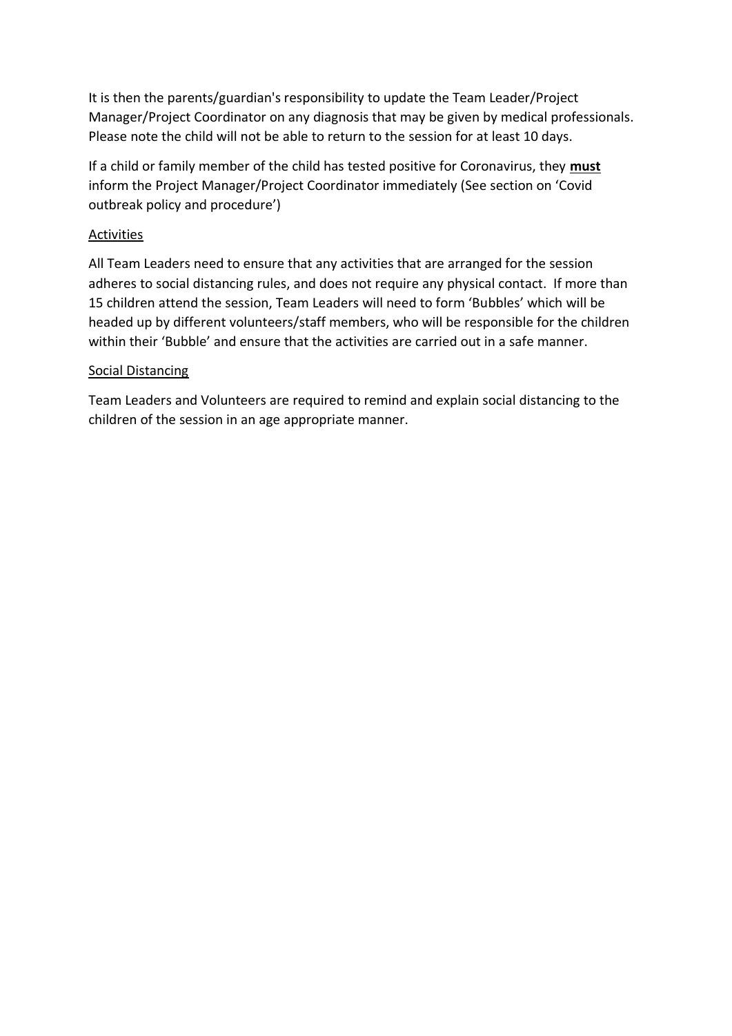It is then the parents/guardian's responsibility to update the Team Leader/Project Manager/Project Coordinator on any diagnosis that may be given by medical professionals. Please note the child will not be able to return to the session for at least 10 days.

If a child or family member of the child has tested positive for Coronavirus, they **must** inform the Project Manager/Project Coordinator immediately (See section on 'Covid outbreak policy and procedure')

### Activities

All Team Leaders need to ensure that any activities that are arranged for the session adheres to social distancing rules, and does not require any physical contact. If more than 15 children attend the session, Team Leaders will need to form 'Bubbles' which will be headed up by different volunteers/staff members, who will be responsible for the children within their 'Bubble' and ensure that the activities are carried out in a safe manner.

### Social Distancing

Team Leaders and Volunteers are required to remind and explain social distancing to the children of the session in an age appropriate manner.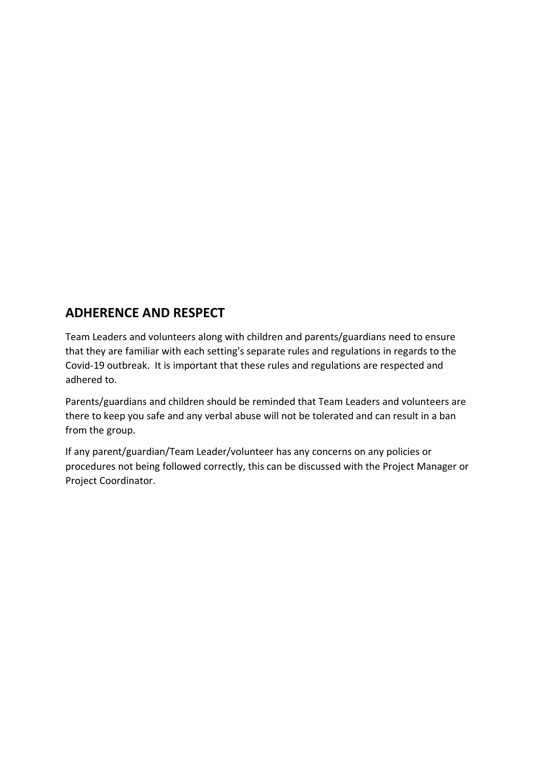## ADHERENCE AND RESPECT

Team Leaders and volunteers along with children and parents/guardians need to ensure that they are familiar with each setting's separate rules and regulations in regards to the Covid-19 outbreak. It is important that these rules and regulations are respected and adhered to.

Parents/guardians and children should be reminded that Team Leaders and volunteers are there to keep you safe and any verbal abuse will not be tolerated and can result in a ban from the group.

If any parent/guardian/Team Leader/volunteer has any concerns on any policies or procedures not being followed correctly, this can be discussed with the Project Manager or Project Coordinator.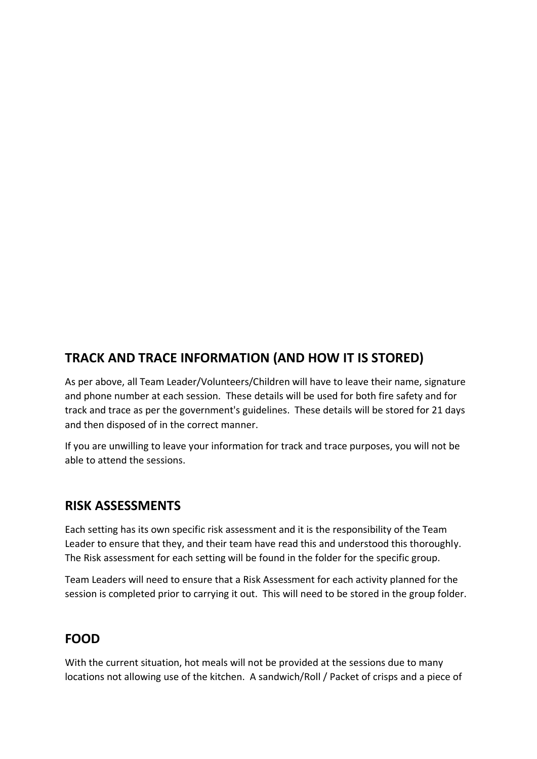## TRACK AND TRACE INFORMATION (AND HOW IT IS STORED)

As per above, all Team Leader/Volunteers/Children will have to leave their name, signature and phone number at each session. These details will be used for both fire safety and for track and trace as per the government's guidelines. These details will be stored for 21 days and then disposed of in the correct manner.

If you are unwilling to leave your information for track and trace purposes, you will not be able to attend the sessions.

## RISK ASSESSMENTS

Each setting has its own specific risk assessment and it is the responsibility of the Team Leader to ensure that they, and their team have read this and understood this thoroughly. The Risk assessment for each setting will be found in the folder for the specific group.

Team Leaders will need to ensure that a Risk Assessment for each activity planned for the session is completed prior to carrying it out. This will need to be stored in the group folder.

## FOOD

With the current situation, hot meals will not be provided at the sessions due to many locations not allowing use of the kitchen. A sandwich/Roll / Packet of crisps and a piece of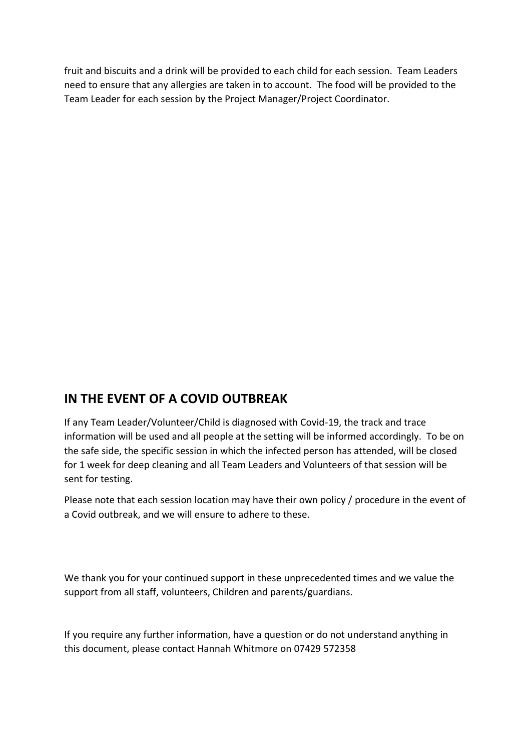fruit and biscuits and a drink will be provided to each child for each session. Team Leaders need to ensure that any allergies are taken in to account. The food will be provided to the Team Leader for each session by the Project Manager/Project Coordinator.

## IN THE EVENT OF A COVID OUTBREAK

If any Team Leader/Volunteer/Child is diagnosed with Covid-19, the track and trace information will be used and all people at the setting will be informed accordingly. To be on the safe side, the specific session in which the infected person has attended, will be closed for 1 week for deep cleaning and all Team Leaders and Volunteers of that session will be sent for testing.

Please note that each session location may have their own policy / procedure in the event of a Covid outbreak, and we will ensure to adhere to these.

We thank you for your continued support in these unprecedented times and we value the support from all staff, volunteers, Children and parents/guardians.

If you require any further information, have a question or do not understand anything in this document, please contact Hannah Whitmore on 07429 572358